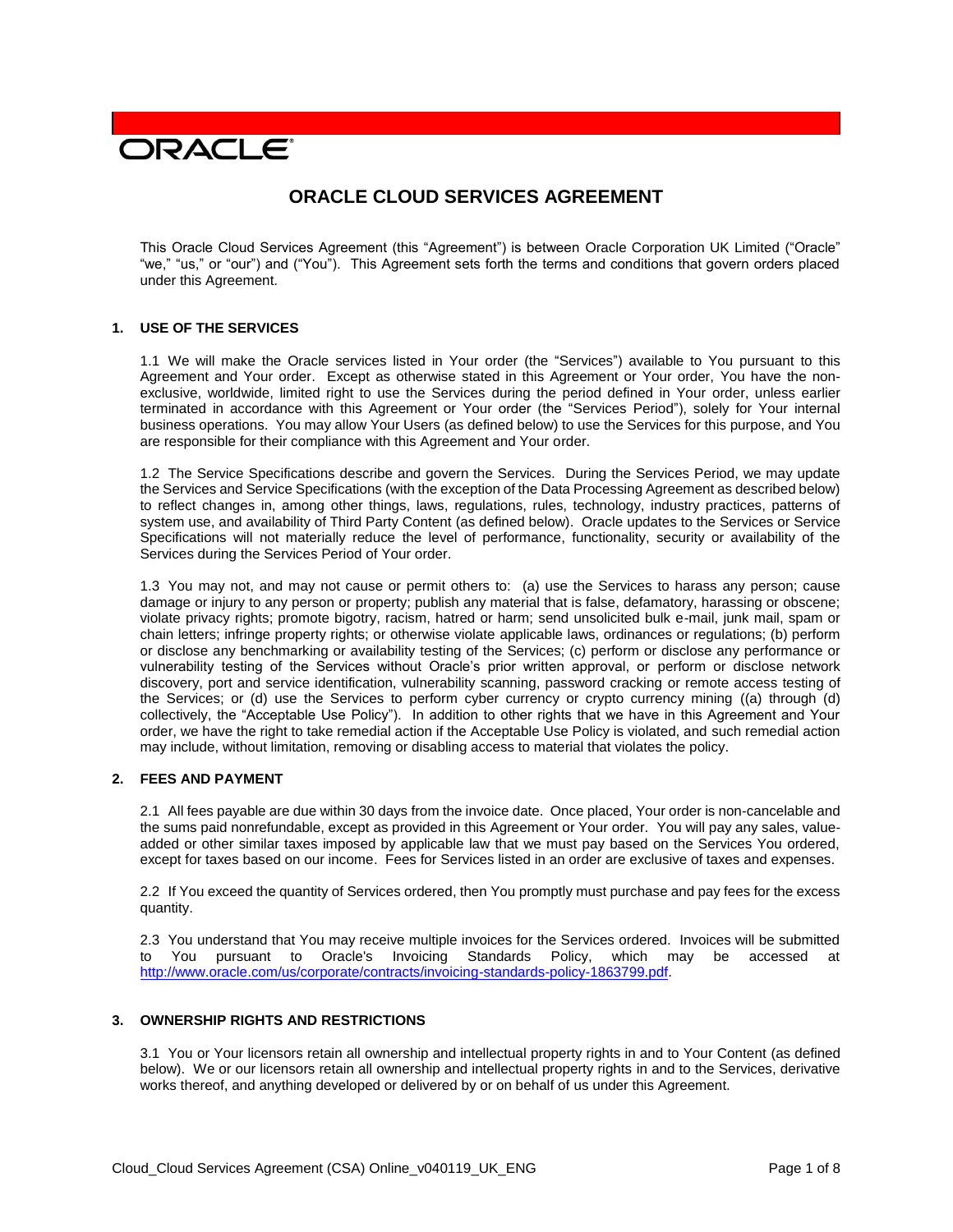ORACLE

# ORACLE CLOUD SERVICES AGREEMENT

This Oracle Cloud Services Agreement (this "Agreement") is between Oracle Corporation UK Limited ("Oracle" "we," "us," or "our") and ("You"). This Agreement sets forth the terms and conditions that govern orders placed under this Agreement.

## 1. USE OF THE SERVICES

1.1 We will make the Oracle services listed in Your order (the "Services") available to You pursuant to this Agreement and Your order. Except as otherwise stated in this Agreement or Your order, You have the non-exclusive, worldwide, limited right to use the Services during the period defined in Your order, unless earlier terminated in accordance with this Agreement or Your order (the "Services Period"), solely for Your internal business operations. You may allow Your Users (as defined below) to use the Services for this purpose, and You are responsible for their compliance with this Agreement and Your order.

1.2 The Service Specifications describe and govern the Services. During the Services Period, we may update the Services and Service Specifications (with the exception of the Data Processing Agreement as described below) to reflect changes in, among other things, laws, regulations, rules, technology, industry practices, patterns of system use, and availability of Third Party Content (as defined below). Oracle updates to the Services or Service Specifications will not materially reduce the level of performance, functionality, security or availability of the Services during the Services Period of Your order.

1.3 You may not, and may not cause or permit others to: (a) use the Services to harass any person; cause damage or injury to any person or property; publish any material that is false, defamatory, harassing or obscene; violate privacy rights; promote bigotry, racism, hatred or harm; send unsolicited bulk e-mail, junk mail, spam or chain letters; infringe property rights; or otherwise violate applicable laws, ordinances or regulations; (b) perform or disclose any benchmarking or availability testing of the Services; (c) perform or disclose any performance or vulnerability testing of the Services without Oracle's prior written approval, or perform or disclose network discovery, port and service identification, vulnerability scanning, password cracking or remote access testing of the Services; or (d) use the Services to perform cyber currency or crypto currency mining ((a) through (d) collectively, the "Acceptable Use Policy"). In addition to other rights that we have in this Agreement and Your order, we have the right to take remedial action if the Acceptable Use Policy is violated, and such remedial action may include, without limitation, removing or disabling access to material that violates the policy.

## 2. FEES AND PAYMENT

2.1 All fees payable are due within 30 days from the invoice date. Once placed, Your order is non-cancelable and the sums paid nonrefundable, except as provided in this Agreement or Your order. You will pay any sales, value-added or other similar taxes imposed by applicable law that we must pay based on the Services You ordered, except for taxes based on our income. Fees for Services listed in an order are exclusive of taxes and expenses.

2.2 If You exceed the quantity of Services ordered, then You promptly must purchase and pay fees for the excess quantity.

2.3 You understand that You may receive multiple invoices for the Services ordered. Invoices will be submitted to You pursuant to Oracle's Invoicing Standards Policy, which may be accessed at http://www.oracle.com/us/corporate/contracts/invoicing-standards-policy-1863799.pdf.

## 3. OWNERSHIP RIGHTS AND RESTRICTIONS

3.1 You or Your licensors retain all ownership and intellectual property rights in and to Your Content (as defined below). We or our licensors retain all ownership and intellectual property rights in and to the Services, derivative works thereof, and anything developed or delivered by or on behalf of us under this Agreement.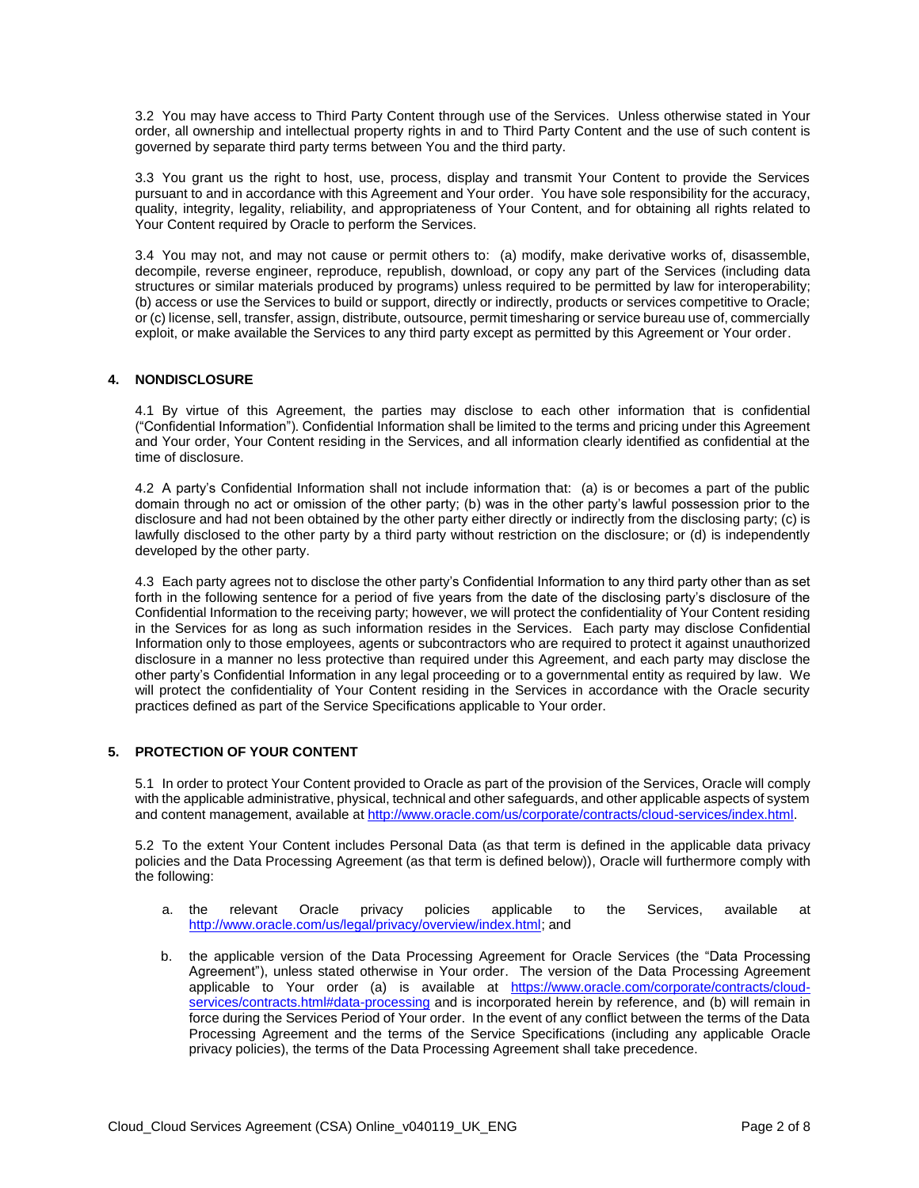3.2 You may have access to Third Party Content through use of the Services. Unless otherwise stated in Your order, all ownership and intellectual property rights in and to Third Party Content and the use of such content is governed by separate third party terms between You and the third party.

3.3 You grant us the right to host, use, process, display and transmit Your Content to provide the Services pursuant to and in accordance with this Agreement and Your order. You have sole responsibility for the accuracy, quality, integrity, legality, reliability, and appropriateness of Your Content, and for obtaining all rights related to Your Content required by Oracle to perform the Services.

3.4 You may not, and may not cause or permit others to: (a) modify, make derivative works of, disassemble, decompile, reverse engineer, reproduce, republish, download, or copy any part of the Services (including data structures or similar materials produced by programs) unless required to be permitted by law for interoperability; (b) access or use the Services to build or support, directly or indirectly, products or services competitive to Oracle; or (c) license, sell, transfer, assign, distribute, outsource, permit timesharing or service bureau use of, commercially exploit, or make available the Services to any third party except as permitted by this Agreement or Your order.

## 4. NONDISCLOSURE

4.1 By virtue of this Agreement, the parties may disclose to each other information that is confidential ("Confidential Information"). Confidential Information shall be limited to the terms and pricing under this Agreement and Your order, Your Content residing in the Services, and all information clearly identified as confidential at the time of disclosure.

4.2 A party's Confidential Information shall not include information that: (a) is or becomes a part of the public domain through no act or omission of the other party; (b) was in the other party's lawful possession prior to the disclosure and had not been obtained by the other party either directly or indirectly from the disclosing party; (c) is lawfully disclosed to the other party by a third party without restriction on the disclosure; or (d) is independently developed by the other party.

4.3 Each party agrees not to disclose the other party's Confidential Information to any third party other than as set forth in the following sentence for a period of five years from the date of the disclosing party's disclosure of the Confidential Information to the receiving party; however, we will protect the confidentiality of Your Content residing in the Services for as long as such information resides in the Services. Each party may disclose Confidential Information only to those employees, agents or subcontractors who are required to protect it against unauthorized disclosure in a manner no less protective than required under this Agreement, and each party may disclose the other party's Confidential Information in any legal proceeding or to a governmental entity as required by law. We will protect the confidentiality of Your Content residing in the Services in accordance with the Oracle security practices defined as part of the Service Specifications applicable to Your order.

## 5. PROTECTION OF YOUR CONTENT

5.1 In order to protect Your Content provided to Oracle as part of the provision of the Services, Oracle will comply with the applicable administrative, physical, technical and other safeguards, and other applicable aspects of system and content management, available at [http://www.oracle.com/us/corporate/contracts/cloud-services/index.html](http://www.oracle.com/us/corporate/contracts/cloud-services/index.html).

5.2 To the extent Your Content includes Personal Data (as that term is defined in the applicable data privacy policies and the Data Processing Agreement (as that term is defined below)), Oracle will furthermore comply with the following:

a. the relevant Oracle privacy policies applicable to the Services, available at [http://www.oracle.com/us/legal/privacy/overview/index.html](http://www.oracle.com/us/legal/privacy/overview/index.html); and

b. the applicable version of the Data Processing Agreement for Oracle Services (the "Data Processing Agreement"), unless stated otherwise in Your order. The version of the Data Processing Agreement applicable to Your order (a) is available at [https://www.oracle.com/corporate/contracts/cloud-services/contracts.html#data-processing](https://www.oracle.com/corporate/contracts/cloud-services/contracts.html#data-processing) and is incorporated herein by reference, and (b) will remain in force during the Services Period of Your order. In the event of any conflict between the terms of the Data Processing Agreement and the terms of the Service Specifications (including any applicable Oracle privacy policies), the terms of the Data Processing Agreement shall take precedence.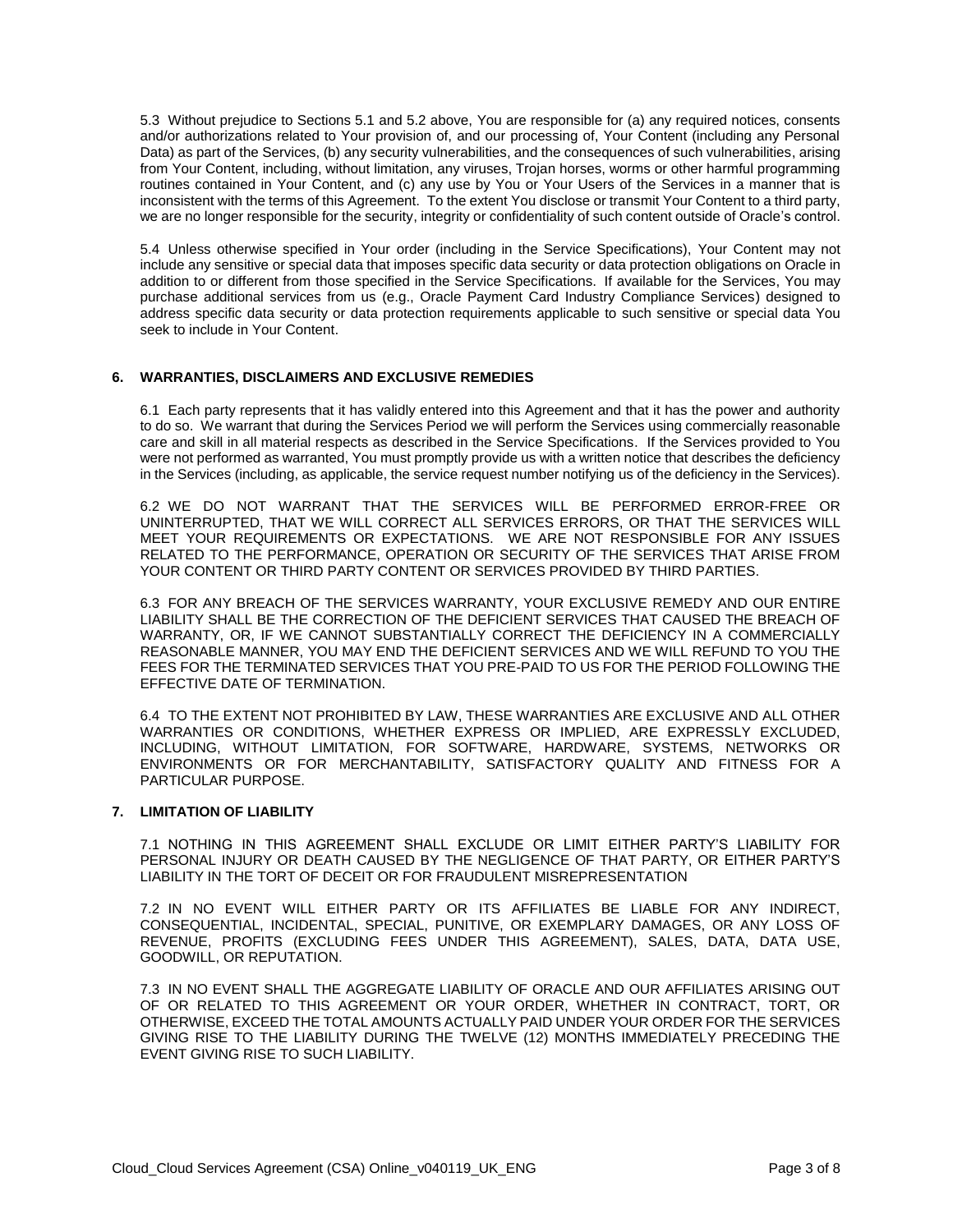5.3 Without prejudice to Sections 5.1 and 5.2 above, You are responsible for (a) any required notices, consents and/or authorizations related to Your provision of, and our processing of, Your Content (including any Personal Data) as part of the Services, (b) any security vulnerabilities, and the consequences of such vulnerabilities, arising from Your Content, including, without limitation, any viruses, Trojan horses, worms or other harmful programming routines contained in Your Content, and (c) any use by You or Your Users of the Services in a manner that is inconsistent with the terms of this Agreement. To the extent You disclose or transmit Your Content to a third party, we are no longer responsible for the security, integrity or confidentiality of such content outside of Oracle's control.

5.4 Unless otherwise specified in Your order (including in the Service Specifications), Your Content may not include any sensitive or special data that imposes specific data security or data protection obligations on Oracle in addition to or different from those specified in the Service Specifications. If available for the Services, You may purchase additional services from us (e.g., Oracle Payment Card Industry Compliance Services) designed to address specific data security or data protection requirements applicable to such sensitive or special data You seek to include in Your Content.

## 6. WARRANTIES, DISCLAIMERS AND EXCLUSIVE REMEDIES

6.1 Each party represents that it has validly entered into this Agreement and that it has the power and authority to do so. We warrant that during the Services Period we will perform the Services using commercially reasonable care and skill in all material respects as described in the Service Specifications. If the Services provided to You were not performed as warranted, You must promptly provide us with a written notice that describes the deficiency in the Services (including, as applicable, the service request number notifying us of the deficiency in the Services).

6.2 WE DO NOT WARRANT THAT THE SERVICES WILL BE PERFORMED ERROR-FREE OR UNINTERRUPTED, THAT WE WILL CORRECT ALL SERVICES ERRORS, OR THAT THE SERVICES WILL MEET YOUR REQUIREMENTS OR EXPECTATIONS. WE ARE NOT RESPONSIBLE FOR ANY ISSUES RELATED TO THE PERFORMANCE, OPERATION OR SECURITY OF THE SERVICES THAT ARISE FROM YOUR CONTENT OR THIRD PARTY CONTENT OR SERVICES PROVIDED BY THIRD PARTIES.

6.3 FOR ANY BREACH OF THE SERVICES WARRANTY, YOUR EXCLUSIVE REMEDY AND OUR ENTIRE LIABILITY SHALL BE THE CORRECTION OF THE DEFICIENT SERVICES THAT CAUSED THE BREACH OF WARRANTY, OR, IF WE CANNOT SUBSTANTIALLY CORRECT THE DEFICIENCY IN A COMMERCIALLY REASONABLE MANNER, YOU MAY END THE DEFICIENT SERVICES AND WE WILL REFUND TO YOU THE FEES FOR THE TERMINATED SERVICES THAT YOU PRE-PAID TO US FOR THE PERIOD FOLLOWING THE EFFECTIVE DATE OF TERMINATION.

6.4 TO THE EXTENT NOT PROHIBITED BY LAW, THESE WARRANTIES ARE EXCLUSIVE AND ALL OTHER WARRANTIES OR CONDITIONS, WHETHER EXPRESS OR IMPLIED, ARE EXPRESSLY EXCLUDED, INCLUDING, WITHOUT LIMITATION, FOR SOFTWARE, HARDWARE, SYSTEMS, NETWORKS OR ENVIRONMENTS OR FOR MERCHANTABILITY, SATISFACTORY QUALITY AND FITNESS FOR A PARTICULAR PURPOSE.

## 7. LIMITATION OF LIABILITY

7.1 NOTHING IN THIS AGREEMENT SHALL EXCLUDE OR LIMIT EITHER PARTY'S LIABILITY FOR PERSONAL INJURY OR DEATH CAUSED BY THE NEGLIGENCE OF THAT PARTY, OR EITHER PARTY'S LIABILITY IN THE TORT OF DECEIT OR FOR FRAUDULENT MISREPRESENTATION

7.2 IN NO EVENT WILL EITHER PARTY OR ITS AFFILIATES BE LIABLE FOR ANY INDIRECT, CONSEQUENTIAL, INCIDENTAL, SPECIAL, PUNITIVE, OR EXEMPLARY DAMAGES, OR ANY LOSS OF REVENUE, PROFITS (EXCLUDING FEES UNDER THIS AGREEMENT), SALES, DATA, DATA USE, GOODWILL, OR REPUTATION.

7.3 IN NO EVENT SHALL THE AGGREGATE LIABILITY OF ORACLE AND OUR AFFILIATES ARISING OUT OF OR RELATED TO THIS AGREEMENT OR YOUR ORDER, WHETHER IN CONTRACT, TORT, OR OTHERWISE, EXCEED THE TOTAL AMOUNTS ACTUALLY PAID UNDER YOUR ORDER FOR THE SERVICES GIVING RISE TO THE LIABILITY DURING THE TWELVE (12) MONTHS IMMEDIATELY PRECEDING THE EVENT GIVING RISE TO SUCH LIABILITY.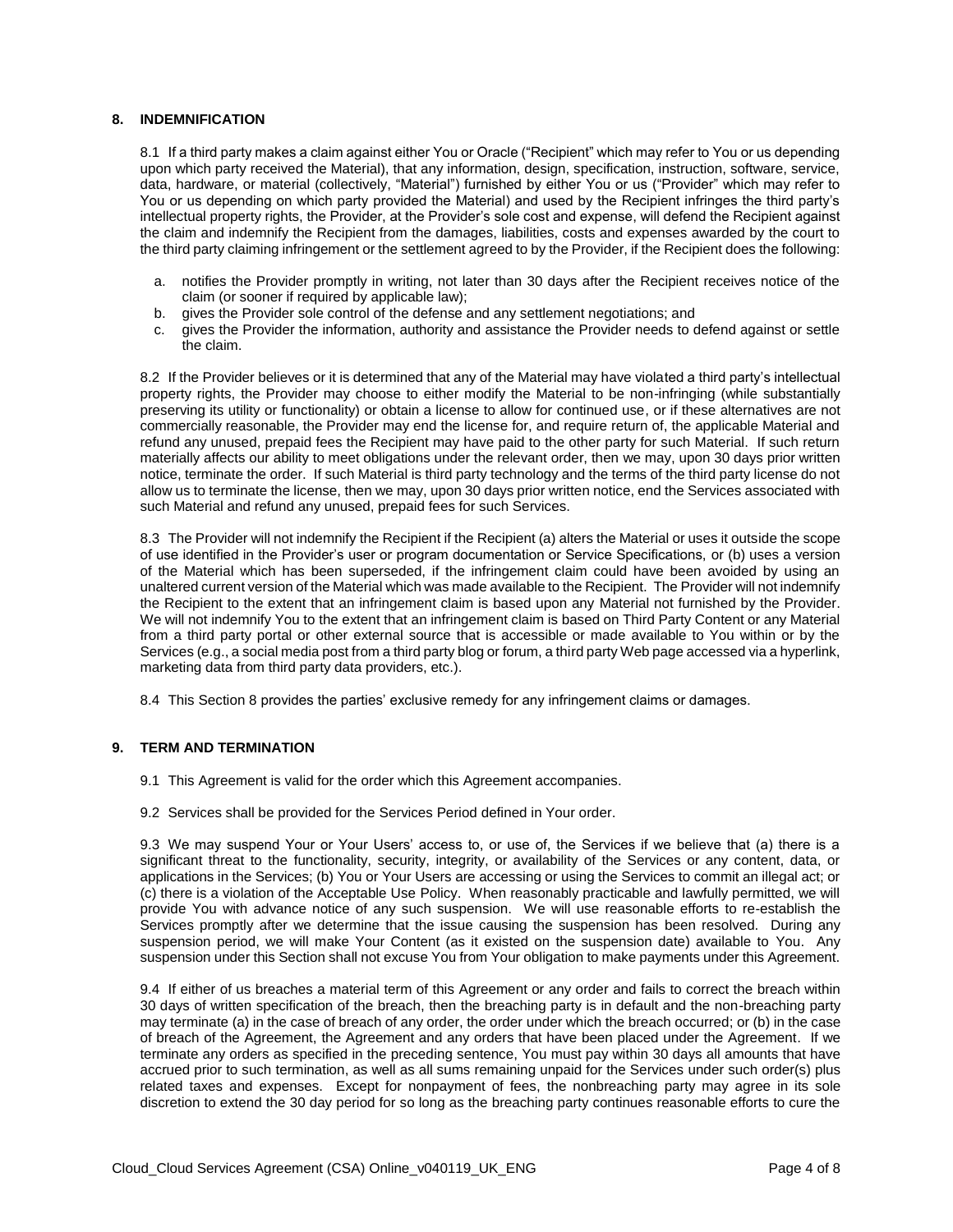## 8. INDEMNIFICATION

8.1 If a third party makes a claim against either You or Oracle ("Recipient" which may refer to You or us depending upon which party received the Material), that any information, design, specification, instruction, software, service, data, hardware, or material (collectively, "Material") furnished by either You or us ("Provider" which may refer to You or us depending on which party provided the Material) and used by the Recipient infringes the third party's intellectual property rights, the Provider, at the Provider's sole cost and expense, will defend the Recipient against the claim and indemnify the Recipient from the damages, liabilities, costs and expenses awarded by the court to the third party claiming infringement or the settlement agreed to by the Provider, if the Recipient does the following:

a. notifies the Provider promptly in writing, not later than 30 days after the Recipient receives notice of the claim (or sooner if required by applicable law);
b. gives the Provider sole control of the defense and any settlement negotiations; and
c. gives the Provider the information, authority and assistance the Provider needs to defend against or settle the claim.

8.2 If the Provider believes or it is determined that any of the Material may have violated a third party's intellectual property rights, the Provider may choose to either modify the Material to be non-infringing (while substantially preserving its utility or functionality) or obtain a license to allow for continued use, or if these alternatives are not commercially reasonable, the Provider may end the license for, and require return of, the applicable Material and refund any unused, prepaid fees the Recipient may have paid to the other party for such Material. If such return materially affects our ability to meet obligations under the relevant order, then we may, upon 30 days prior written notice, terminate the order. If such Material is third party technology and the terms of the third party license do not allow us to terminate the license, then we may, upon 30 days prior written notice, end the Services associated with such Material and refund any unused, prepaid fees for such Services.

8.3 The Provider will not indemnify the Recipient if the Recipient (a) alters the Material or uses it outside the scope of use identified in the Provider's user or program documentation or Service Specifications, or (b) uses a version of the Material which has been superseded, if the infringement claim could have been avoided by using an unaltered current version of the Material which was made available to the Recipient. The Provider will not indemnify the Recipient to the extent that an infringement claim is based upon any Material not furnished by the Provider. We will not indemnify You to the extent that an infringement claim is based on Third Party Content or any Material from a third party portal or other external source that is accessible or made available to You within or by the Services (e.g., a social media post from a third party blog or forum, a third party Web page accessed via a hyperlink, marketing data from third party data providers, etc.).

8.4 This Section 8 provides the parties' exclusive remedy for any infringement claims or damages.

## 9. TERM AND TERMINATION

9.1 This Agreement is valid for the order which this Agreement accompanies.

9.2 Services shall be provided for the Services Period defined in Your order.

9.3 We may suspend Your or Your Users' access to, or use of, the Services if we believe that (a) there is a significant threat to the functionality, security, integrity, or availability of the Services or any content, data, or applications in the Services; (b) You or Your Users are accessing or using the Services to commit an illegal act; or (c) there is a violation of the Acceptable Use Policy. When reasonably practicable and lawfully permitted, we will provide You with advance notice of any such suspension. We will use reasonable efforts to re-establish the Services promptly after we determine that the issue causing the suspension has been resolved. During any suspension period, we will make Your Content (as it existed on the suspension date) available to You. Any suspension under this Section shall not excuse You from Your obligation to make payments under this Agreement.

9.4 If either of us breaches a material term of this Agreement or any order and fails to correct the breach within 30 days of written specification of the breach, then the breaching party is in default and the non-breaching party may terminate (a) in the case of breach of any order, the order under which the breach occurred; or (b) in the case of breach of the Agreement, the Agreement and any orders that have been placed under the Agreement. If we terminate any orders as specified in the preceding sentence, You must pay within 30 days all amounts that have accrued prior to such termination, as well as all sums remaining unpaid for the Services under such order(s) plus related taxes and expenses. Except for nonpayment of fees, the nonbreaching party may agree in its sole discretion to extend the 30 day period for so long as the breaching party continues reasonable efforts to cure the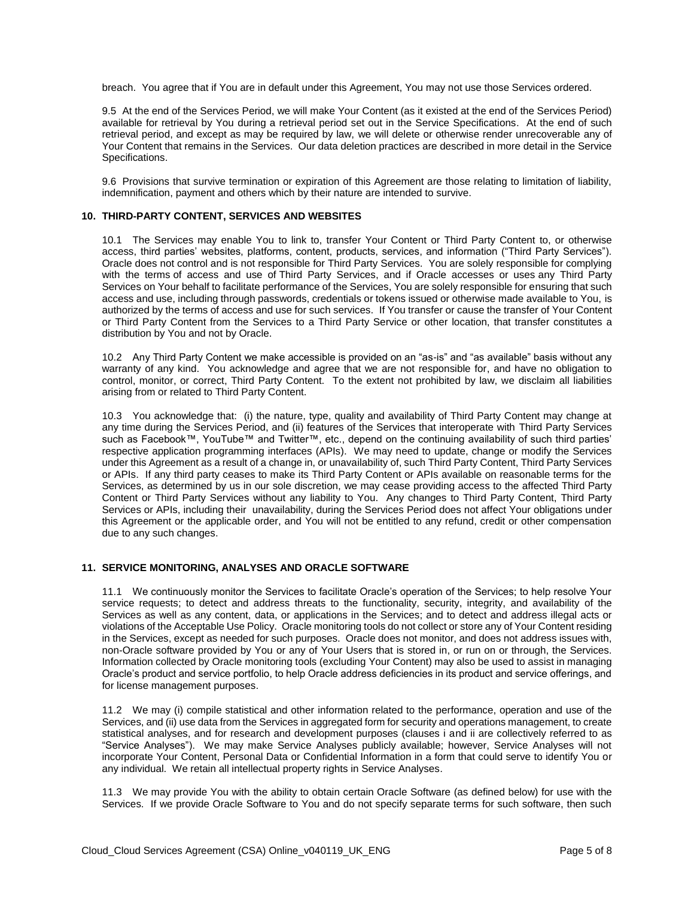breach. You agree that if You are in default under this Agreement, You may not use those Services ordered.

9.5 At the end of the Services Period, we will make Your Content (as it existed at the end of the Services Period) available for retrieval by You during a retrieval period set out in the Service Specifications. At the end of such retrieval period, and except as may be required by law, we will delete or otherwise render unrecoverable any of Your Content that remains in the Services. Our data deletion practices are described in more detail in the Service Specifications.

9.6 Provisions that survive termination or expiration of this Agreement are those relating to limitation of liability, indemnification, payment and others which by their nature are intended to survive.

## 10. THIRD-PARTY CONTENT, SERVICES AND WEBSITES

10.1 The Services may enable You to link to, transfer Your Content or Third Party Content to, or otherwise access, third parties' websites, platforms, content, products, services, and information ("Third Party Services"). Oracle does not control and is not responsible for Third Party Services. You are solely responsible for complying with the terms of access and use of Third Party Services, and if Oracle accesses or uses any Third Party Services on Your behalf to facilitate performance of the Services, You are solely responsible for ensuring that such access and use, including through passwords, credentials or tokens issued or otherwise made available to You, is authorized by the terms of access and use for such services. If You transfer or cause the transfer of Your Content or Third Party Content from the Services to a Third Party Service or other location, that transfer constitutes a distribution by You and not by Oracle.

10.2 Any Third Party Content we make accessible is provided on an "as-is" and "as available" basis without any warranty of any kind. You acknowledge and agree that we are not responsible for, and have no obligation to control, monitor, or correct, Third Party Content. To the extent not prohibited by law, we disclaim all liabilities arising from or related to Third Party Content.

10.3 You acknowledge that: (i) the nature, type, quality and availability of Third Party Content may change at any time during the Services Period, and (ii) features of the Services that interoperate with Third Party Services such as Facebook™, YouTube™ and Twitter™, etc., depend on the continuing availability of such third parties' respective application programming interfaces (APIs). We may need to update, change or modify the Services under this Agreement as a result of a change in, or unavailability of, such Third Party Content, Third Party Services or APIs. If any third party ceases to make its Third Party Content or APIs available on reasonable terms for the Services, as determined by us in our sole discretion, we may cease providing access to the affected Third Party Content or Third Party Services without any liability to You. Any changes to Third Party Content, Third Party Services or APIs, including their unavailability, during the Services Period does not affect Your obligations under this Agreement or the applicable order, and You will not be entitled to any refund, credit or other compensation due to any such changes.

## 11. SERVICE MONITORING, ANALYSES AND ORACLE SOFTWARE

11.1 We continuously monitor the Services to facilitate Oracle's operation of the Services; to help resolve Your service requests; to detect and address threats to the functionality, security, integrity, and availability of the Services as well as any content, data, or applications in the Services; and to detect and address illegal acts or violations of the Acceptable Use Policy. Oracle monitoring tools do not collect or store any of Your Content residing in the Services, except as needed for such purposes. Oracle does not monitor, and does not address issues with, non-Oracle software provided by You or any of Your Users that is stored in, or run on or through, the Services. Information collected by Oracle monitoring tools (excluding Your Content) may also be used to assist in managing Oracle's product and service portfolio, to help Oracle address deficiencies in its product and service offerings, and for license management purposes.

11.2 We may (i) compile statistical and other information related to the performance, operation and use of the Services, and (ii) use data from the Services in aggregated form for security and operations management, to create statistical analyses, and for research and development purposes (clauses i and ii are collectively referred to as "Service Analyses"). We may make Service Analyses publicly available; however, Service Analyses will not incorporate Your Content, Personal Data or Confidential Information in a form that could serve to identify You or any individual. We retain all intellectual property rights in Service Analyses.

11.3 We may provide You with the ability to obtain certain Oracle Software (as defined below) for use with the Services. If we provide Oracle Software to You and do not specify separate terms for such software, then such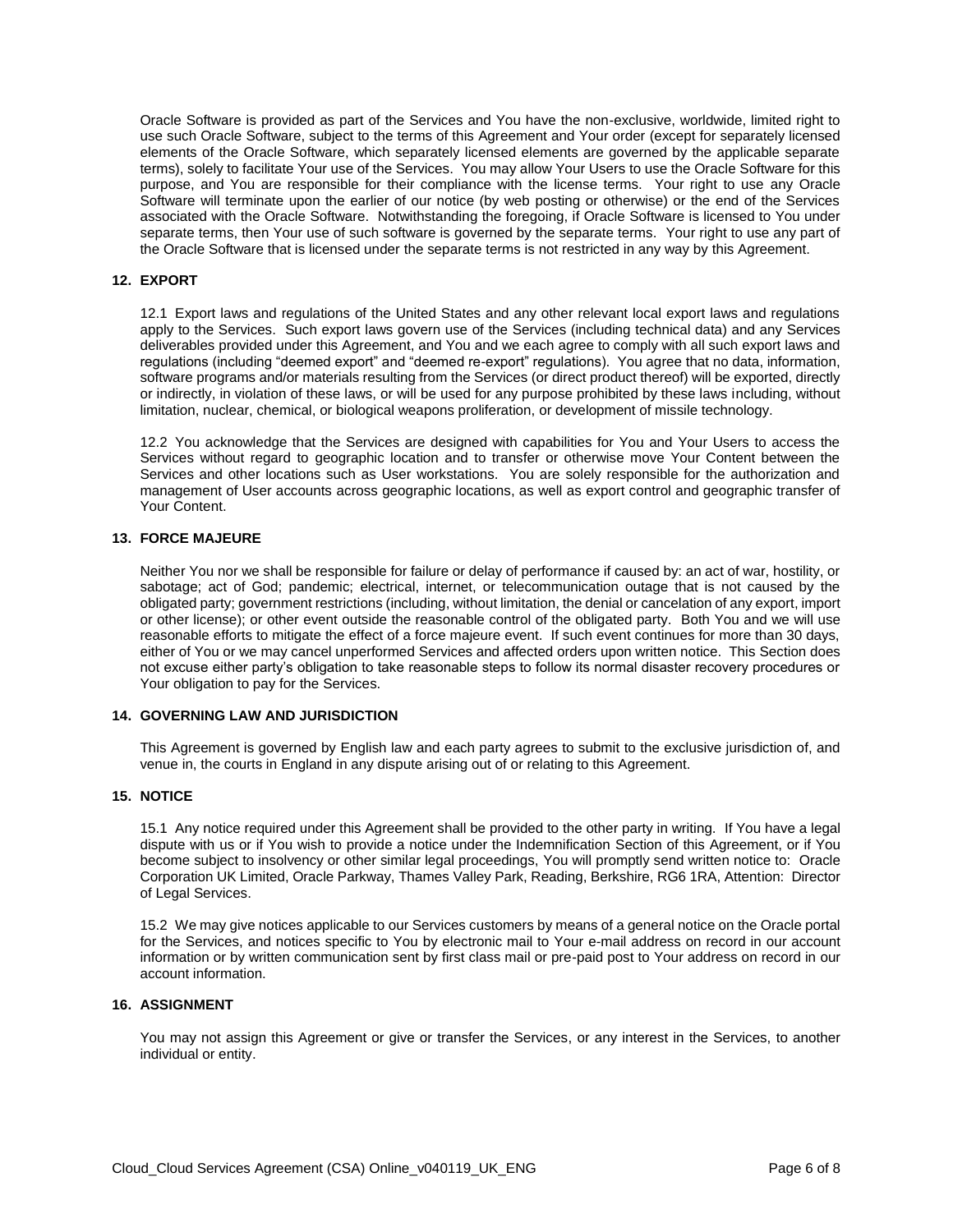Oracle Software is provided as part of the Services and You have the non-exclusive, worldwide, limited right to use such Oracle Software, subject to the terms of this Agreement and Your order (except for separately licensed elements of the Oracle Software, which separately licensed elements are governed by the applicable separate terms), solely to facilitate Your use of the Services. You may allow Your Users to use the Oracle Software for this purpose, and You are responsible for their compliance with the license terms. Your right to use any Oracle Software will terminate upon the earlier of our notice (by web posting or otherwise) or the end of the Services associated with the Oracle Software. Notwithstanding the foregoing, if Oracle Software is licensed to You under separate terms, then Your use of such software is governed by the separate terms. Your right to use any part of the Oracle Software that is licensed under the separate terms is not restricted in any way by this Agreement.

## 12. EXPORT

12.1 Export laws and regulations of the United States and any other relevant local export laws and regulations apply to the Services. Such export laws govern use of the Services (including technical data) and any Services deliverables provided under this Agreement, and You and we each agree to comply with all such export laws and regulations (including "deemed export" and "deemed re-export" regulations). You agree that no data, information, software programs and/or materials resulting from the Services (or direct product thereof) will be exported, directly or indirectly, in violation of these laws, or will be used for any purpose prohibited by these laws including, without limitation, nuclear, chemical, or biological weapons proliferation, or development of missile technology.

12.2 You acknowledge that the Services are designed with capabilities for You and Your Users to access the Services without regard to geographic location and to transfer or otherwise move Your Content between the Services and other locations such as User workstations. You are solely responsible for the authorization and management of User accounts across geographic locations, as well as export control and geographic transfer of Your Content.

## 13. FORCE MAJEURE

Neither You nor we shall be responsible for failure or delay of performance if caused by: an act of war, hostility, or sabotage; act of God; pandemic; electrical, internet, or telecommunication outage that is not caused by the obligated party; government restrictions (including, without limitation, the denial or cancelation of any export, import or other license); or other event outside the reasonable control of the obligated party. Both You and we will use reasonable efforts to mitigate the effect of a force majeure event. If such event continues for more than 30 days, either of You or we may cancel unperformed Services and affected orders upon written notice. This Section does not excuse either party's obligation to take reasonable steps to follow its normal disaster recovery procedures or Your obligation to pay for the Services.

## 14. GOVERNING LAW AND JURISDICTION

This Agreement is governed by English law and each party agrees to submit to the exclusive jurisdiction of, and venue in, the courts in England in any dispute arising out of or relating to this Agreement.

## 15. NOTICE

15.1 Any notice required under this Agreement shall be provided to the other party in writing. If You have a legal dispute with us or if You wish to provide a notice under the Indemnification Section of this Agreement, or if You become subject to insolvency or other similar legal proceedings, You will promptly send written notice to: Oracle Corporation UK Limited, Oracle Parkway, Thames Valley Park, Reading, Berkshire, RG6 1RA, Attention: Director of Legal Services.

15.2 We may give notices applicable to our Services customers by means of a general notice on the Oracle portal for the Services, and notices specific to You by electronic mail to Your e-mail address on record in our account information or by written communication sent by first class mail or pre-paid post to Your address on record in our account information.

## 16. ASSIGNMENT

You may not assign this Agreement or give or transfer the Services, or any interest in the Services, to another individual or entity.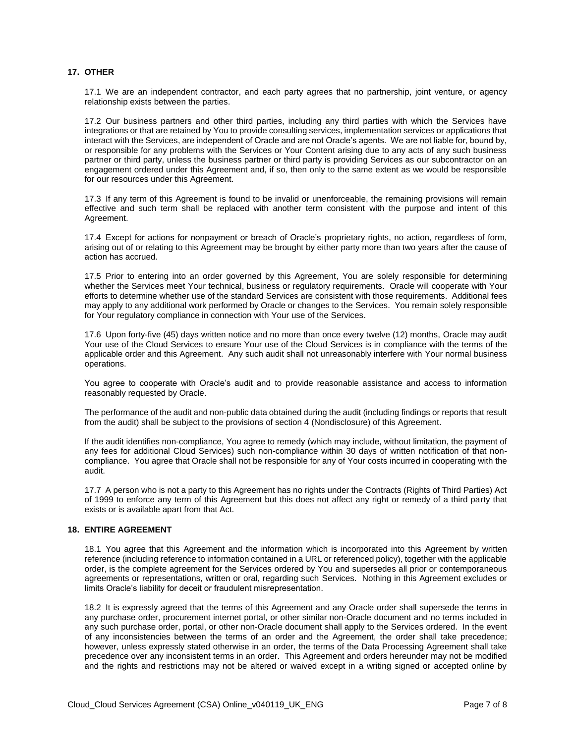## 17. OTHER

17.1 We are an independent contractor, and each party agrees that no partnership, joint venture, or agency relationship exists between the parties.

17.2 Our business partners and other third parties, including any third parties with which the Services have integrations or that are retained by You to provide consulting services, implementation services or applications that interact with the Services, are independent of Oracle and are not Oracle's agents. We are not liable for, bound by, or responsible for any problems with the Services or Your Content arising due to any acts of any such business partner or third party, unless the business partner or third party is providing Services as our subcontractor on an engagement ordered under this Agreement and, if so, then only to the same extent as we would be responsible for our resources under this Agreement.

17.3 If any term of this Agreement is found to be invalid or unenforceable, the remaining provisions will remain effective and such term shall be replaced with another term consistent with the purpose and intent of this Agreement.

17.4 Except for actions for nonpayment or breach of Oracle's proprietary rights, no action, regardless of form, arising out of or relating to this Agreement may be brought by either party more than two years after the cause of action has accrued.

17.5 Prior to entering into an order governed by this Agreement, You are solely responsible for determining whether the Services meet Your technical, business or regulatory requirements. Oracle will cooperate with Your efforts to determine whether use of the standard Services are consistent with those requirements. Additional fees may apply to any additional work performed by Oracle or changes to the Services. You remain solely responsible for Your regulatory compliance in connection with Your use of the Services.

17.6 Upon forty-five (45) days written notice and no more than once every twelve (12) months, Oracle may audit Your use of the Cloud Services to ensure Your use of the Cloud Services is in compliance with the terms of the applicable order and this Agreement. Any such audit shall not unreasonably interfere with Your normal business operations.

You agree to cooperate with Oracle's audit and to provide reasonable assistance and access to information reasonably requested by Oracle.

The performance of the audit and non-public data obtained during the audit (including findings or reports that result from the audit) shall be subject to the provisions of section 4 (Nondisclosure) of this Agreement.

If the audit identifies non-compliance, You agree to remedy (which may include, without limitation, the payment of any fees for additional Cloud Services) such non-compliance within 30 days of written notification of that non-compliance. You agree that Oracle shall not be responsible for any of Your costs incurred in cooperating with the audit.

17.7 A person who is not a party to this Agreement has no rights under the Contracts (Rights of Third Parties) Act of 1999 to enforce any term of this Agreement but this does not affect any right or remedy of a third party that exists or is available apart from that Act.

## 18. ENTIRE AGREEMENT

18.1 You agree that this Agreement and the information which is incorporated into this Agreement by written reference (including reference to information contained in a URL or referenced policy), together with the applicable order, is the complete agreement for the Services ordered by You and supersedes all prior or contemporaneous agreements or representations, written or oral, regarding such Services. Nothing in this Agreement excludes or limits Oracle's liability for deceit or fraudulent misrepresentation.

18.2 It is expressly agreed that the terms of this Agreement and any Oracle order shall supersede the terms in any purchase order, procurement internet portal, or other similar non-Oracle document and no terms included in any such purchase order, portal, or other non-Oracle document shall apply to the Services ordered. In the event of any inconsistencies between the terms of an order and the Agreement, the order shall take precedence; however, unless expressly stated otherwise in an order, the terms of the Data Processing Agreement shall take precedence over any inconsistent terms in an order. This Agreement and orders hereunder may not be modified and the rights and restrictions may not be altered or waived except in a writing signed or accepted online by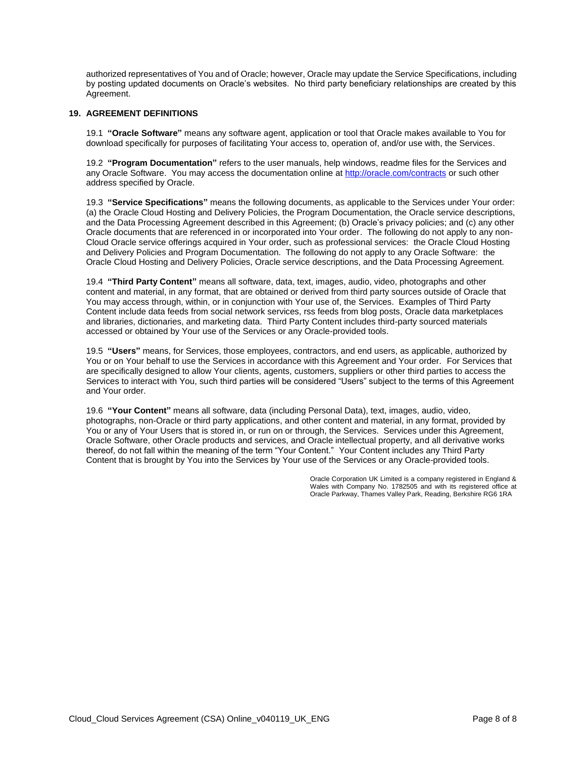authorized representatives of You and of Oracle; however, Oracle may update the Service Specifications, including by posting updated documents on Oracle's websites. No third party beneficiary relationships are created by this Agreement.

## 19. AGREEMENT DEFINITIONS

19.1 **"Oracle Software"** means any software agent, application or tool that Oracle makes available to You for download specifically for purposes of facilitating Your access to, operation of, and/or use with, the Services.

19.2 **"Program Documentation"** refers to the user manuals, help windows, readme files for the Services and any Oracle Software. You may access the documentation online at [http://oracle.com/contracts](http://oracle.com/contracts) or such other address specified by Oracle.

19.3 **"Service Specifications"** means the following documents, as applicable to the Services under Your order: (a) the Oracle Cloud Hosting and Delivery Policies, the Program Documentation, the Oracle service descriptions, and the Data Processing Agreement described in this Agreement; (b) Oracle's privacy policies; and (c) any other Oracle documents that are referenced in or incorporated into Your order. The following do not apply to any non-Cloud Oracle service offerings acquired in Your order, such as professional services: the Oracle Cloud Hosting and Delivery Policies and Program Documentation. The following do not apply to any Oracle Software: the Oracle Cloud Hosting and Delivery Policies, Oracle service descriptions, and the Data Processing Agreement.

19.4 **"Third Party Content"** means all software, data, text, images, audio, video, photographs and other content and material, in any format, that are obtained or derived from third party sources outside of Oracle that You may access through, within, or in conjunction with Your use of, the Services. Examples of Third Party Content include data feeds from social network services, rss feeds from blog posts, Oracle data marketplaces and libraries, dictionaries, and marketing data. Third Party Content includes third-party sourced materials accessed or obtained by Your use of the Services or any Oracle-provided tools.

19.5 **"Users"** means, for Services, those employees, contractors, and end users, as applicable, authorized by You or on Your behalf to use the Services in accordance with this Agreement and Your order. For Services that are specifically designed to allow Your clients, agents, customers, suppliers or other third parties to access the Services to interact with You, such third parties will be considered "Users" subject to the terms of this Agreement and Your order.

19.6 **"Your Content"** means all software, data (including Personal Data), text, images, audio, video, photographs, non-Oracle or third party applications, and other content and material, in any format, provided by You or any of Your Users that is stored in, or run on or through, the Services. Services under this Agreement, Oracle Software, other Oracle products and services, and Oracle intellectual property, and all derivative works thereof, do not fall within the meaning of the term "Your Content." Your Content includes any Third Party Content that is brought by You into the Services by Your use of the Services or any Oracle-provided tools.

Oracle Corporation UK Limited is a company registered in England & Wales with Company No. 1782505 and with its registered office at Oracle Parkway, Thames Valley Park, Reading, Berkshire RG6 1RA